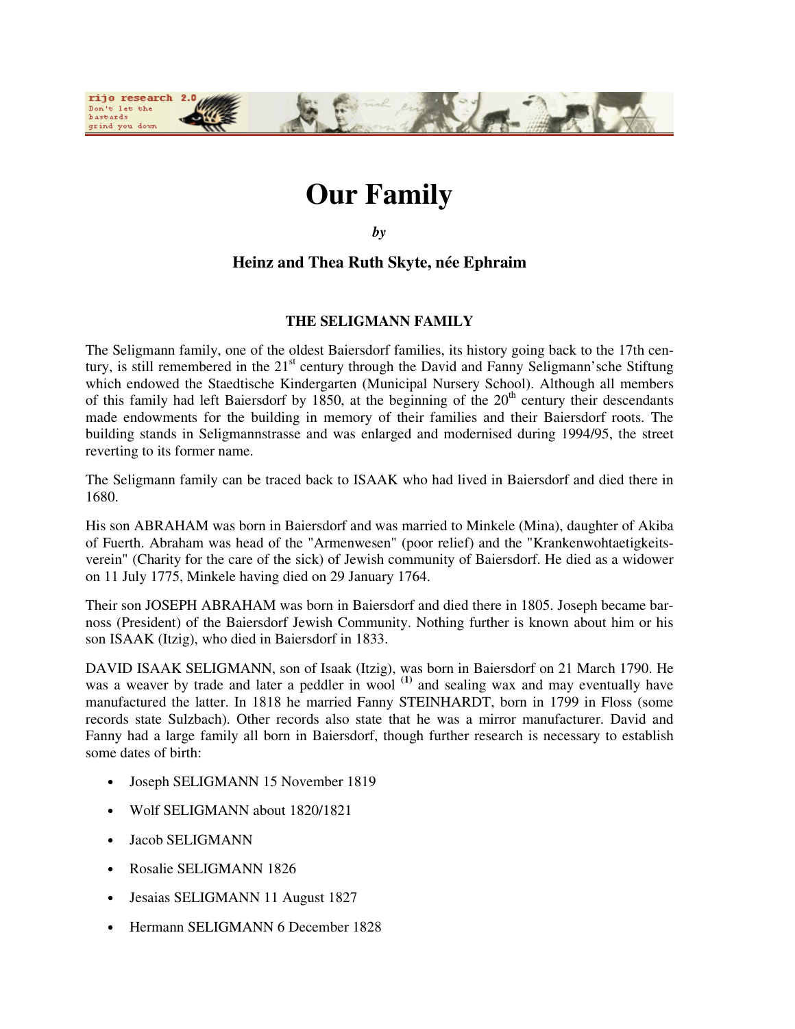# Our Family

***by***

### Heinz and Thea Ruth Skyte, née Ephraim

#### THE SELIGMANN FAMILY

The Seligmann family, one of the oldest Baiersdorf families, its history going back to the 17th century, is still remembered in the 21st century through the David and Fanny Seligmann'sche Stiftung which endowed the Staedtische Kindergarten (Municipal Nursery School). Although all members of this family had left Baiersdorf by 1850, at the beginning of the 20th century their descendants made endowments for the building in memory of their families and their Baiersdorf roots. The building stands in Seligmannstrasse and was enlarged and modernised during 1994/95, the street reverting to its former name.

The Seligmann family can be traced back to ISAAK who had lived in Baiersdorf and died there in 1680.

His son ABRAHAM was born in Baiersdorf and was married to Minkele (Mina), daughter of Akiba of Fuerth. Abraham was head of the "Armenwesen" (poor relief) and the "Krankenwohtaetigkeitsverein" (Charity for the care of the sick) of Jewish community of Baiersdorf. He died as a widower on 11 July 1775, Minkele having died on 29 January 1764.

Their son JOSEPH ABRAHAM was born in Baiersdorf and died there in 1805. Joseph became barnoss (President) of the Baiersdorf Jewish Community. Nothing further is known about him or his son ISAAK (Itzig), who died in Baiersdorf in 1833.

DAVID ISAAK SELIGMANN, son of Isaak (Itzig), was born in Baiersdorf on 21 March 1790. He was a weaver by trade and later a peddler in wool [(1)] and sealing wax and may eventually have manufactured the latter. In 1818 he married Fanny STEINHARDT, born in 1799 in Floss (some records state Sulzbach). Other records also state that he was a mirror manufacturer. David and Fanny had a large family all born in Baiersdorf, though further research is necessary to establish some dates of birth:

- Joseph SELIGMANN 15 November 1819
- Wolf SELIGMANN about 1820/1821
- Jacob SELIGMANN
- Rosalie SELIGMANN 1826
- Jesaias SELIGMANN 11 August 1827
- Hermann SELIGMANN 6 December 1828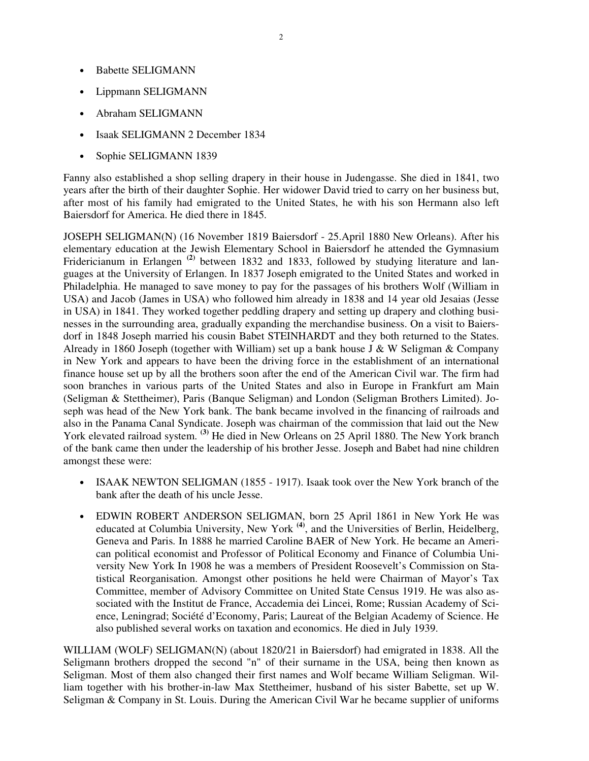- Babette SELIGMANN
- Lippmann SELIGMANN
- Abraham SELIGMANN
- Isaak SELIGMANN 2 December 1834
- Sophie SELIGMANN 1839

Fanny also established a shop selling drapery in their house in Judengasse. She died in 1841, two years after the birth of their daughter Sophie. Her widower David tried to carry on her business but, after most of his family had emigrated to the United States, he with his son Hermann also left Baiersdorf for America. He died there in 1845.

JOSEPH SELIGMAN(N) (16 November 1819 Baiersdorf - 25.April 1880 New Orleans). After his elementary education at the Jewish Elementary School in Baiersdorf he attended the Gymnasium Fridericianum in Erlangen [(2)] between 1832 and 1833, followed by studying literature and languages at the University of Erlangen. In 1837 Joseph emigrated to the United States and worked in Philadelphia. He managed to save money to pay for the passages of his brothers Wolf (William in USA) and Jacob (James in USA) who followed him already in 1838 and 14 year old Jesaias (Jesse in USA) in 1841. They worked together peddling drapery and setting up drapery and clothing businesses in the surrounding area, gradually expanding the merchandise business. On a visit to Baiersdorf in 1848 Joseph married his cousin Babet STEINHARDT and they both returned to the States. Already in 1860 Joseph (together with William) set up a bank house J & W Seligman & Company in New York and appears to have been the driving force in the establishment of an international finance house set up by all the brothers soon after the end of the American Civil war. The firm had soon branches in various parts of the United States and also in Europe in Frankfurt am Main (Seligman & Stettheimer), Paris (Banque Seligman) and London (Seligman Brothers Limited). Joseph was head of the New York bank. The bank became involved in the financing of railroads and also in the Panama Canal Syndicate. Joseph was chairman of the commission that laid out the New York elevated railroad system. [(3)] He died in New Orleans on 25 April 1880. The New York branch of the bank came then under the leadership of his brother Jesse. Joseph and Babet had nine children amongst these were:

- ISAAK NEWTON SELIGMAN (1855 - 1917). Isaak took over the New York branch of the bank after the death of his uncle Jesse.
- EDWIN ROBERT ANDERSON SELIGMAN, born 25 April 1861 in New York He was educated at Columbia University, New York [(4)], and the Universities of Berlin, Heidelberg, Geneva and Paris. In 1888 he married Caroline BAER of New York. He became an American political economist and Professor of Political Economy and Finance of Columbia University New York In 1908 he was a members of President Roosevelt's Commission on Statistical Reorganisation. Amongst other positions he held were Chairman of Mayor's Tax Committee, member of Advisory Committee on United State Census 1919. He was also associated with the Institut de France, Accademia dei Lincei, Rome; Russian Academy of Science, Leningrad; Société d'Economy, Paris; Laureat of the Belgian Academy of Science. He also published several works on taxation and economics. He died in July 1939.

WILLIAM (WOLF) SELIGMAN(N) (about 1820/21 in Baiersdorf) had emigrated in 1838. All the Seligmann brothers dropped the second "n" of their surname in the USA, being then known as Seligman. Most of them also changed their first names and Wolf became William Seligman. William together with his brother-in-law Max Stettheimer, husband of his sister Babette, set up W. Seligman & Company in St. Louis. During the American Civil War he became supplier of uniforms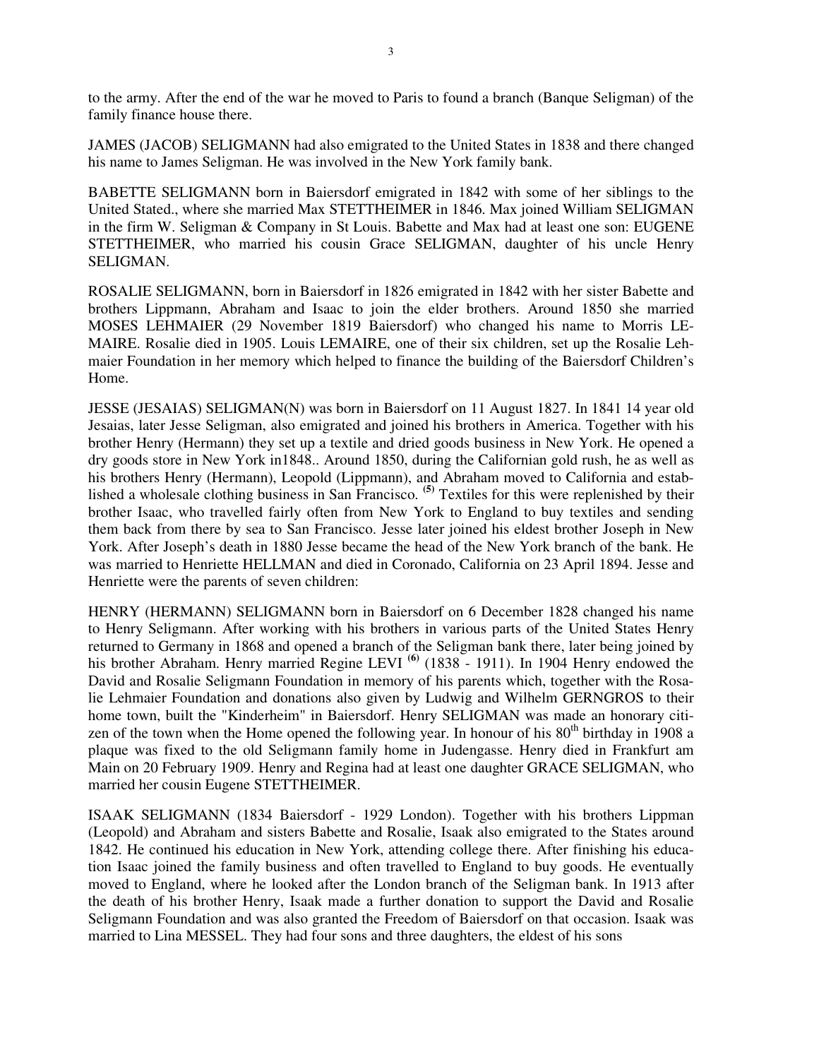to the army. After the end of the war he moved to Paris to found a branch (Banque Seligman) of the family finance house there.

JAMES (JACOB) SELIGMANN had also emigrated to the United States in 1838 and there changed his name to James Seligman. He was involved in the New York family bank.

BABETTE SELIGMANN born in Baiersdorf emigrated in 1842 with some of her siblings to the United Stated., where she married Max STETTHEIMER in 1846. Max joined William SELIGMAN in the firm W. Seligman & Company in St Louis. Babette and Max had at least one son: EUGENE STETTHEIMER, who married his cousin Grace SELIGMAN, daughter of his uncle Henry SELIGMAN.

ROSALIE SELIGMANN, born in Baiersdorf in 1826 emigrated in 1842 with her sister Babette and brothers Lippmann, Abraham and Isaac to join the elder brothers. Around 1850 she married MOSES LEHMAIER (29 November 1819 Baiersdorf) who changed his name to Morris LEMAIRE. Rosalie died in 1905. Louis LEMAIRE, one of their six children, set up the Rosalie Lehmaier Foundation in her memory which helped to finance the building of the Baiersdorf Children's Home.

JESSE (JESAIAS) SELIGMAN(N) was born in Baiersdorf on 11 August 1827. In 1841 14 year old Jesaias, later Jesse Seligman, also emigrated and joined his brothers in America. Together with his brother Henry (Hermann) they set up a textile and dried goods business in New York. He opened a dry goods store in New York in1848.. Around 1850, during the Californian gold rush, he as well as his brothers Henry (Hermann), Leopold (Lippmann), and Abraham moved to California and established a wholesale clothing business in San Francisco. [(5)] Textiles for this were replenished by their brother Isaac, who travelled fairly often from New York to England to buy textiles and sending them back from there by sea to San Francisco. Jesse later joined his eldest brother Joseph in New York. After Joseph's death in 1880 Jesse became the head of the New York branch of the bank. He was married to Henriette HELLMAN and died in Coronado, California on 23 April 1894. Jesse and Henriette were the parents of seven children:

HENRY (HERMANN) SELIGMANN born in Baiersdorf on 6 December 1828 changed his name to Henry Seligmann. After working with his brothers in various parts of the United States Henry returned to Germany in 1868 and opened a branch of the Seligman bank there, later being joined by his brother Abraham. Henry married Regine LEVI [(6)] (1838 - 1911). In 1904 Henry endowed the David and Rosalie Seligmann Foundation in memory of his parents which, together with the Rosalie Lehmaier Foundation and donations also given by Ludwig and Wilhelm GERNGROS to their home town, built the "Kinderheim" in Baiersdorf. Henry SELIGMAN was made an honorary citizen of the town when the Home opened the following year. In honour of his 80th birthday in 1908 a plaque was fixed to the old Seligmann family home in Judengasse. Henry died in Frankfurt am Main on 20 February 1909. Henry and Regina had at least one daughter GRACE SELIGMAN, who married her cousin Eugene STETTHEIMER.

ISAAK SELIGMANN (1834 Baiersdorf - 1929 London). Together with his brothers Lippman (Leopold) and Abraham and sisters Babette and Rosalie, Isaak also emigrated to the States around 1842. He continued his education in New York, attending college there. After finishing his education Isaac joined the family business and often travelled to England to buy goods. He eventually moved to England, where he looked after the London branch of the Seligman bank. In 1913 after the death of his brother Henry, Isaak made a further donation to support the David and Rosalie Seligmann Foundation and was also granted the Freedom of Baiersdorf on that occasion. Isaak was married to Lina MESSEL. They had four sons and three daughters, the eldest of his sons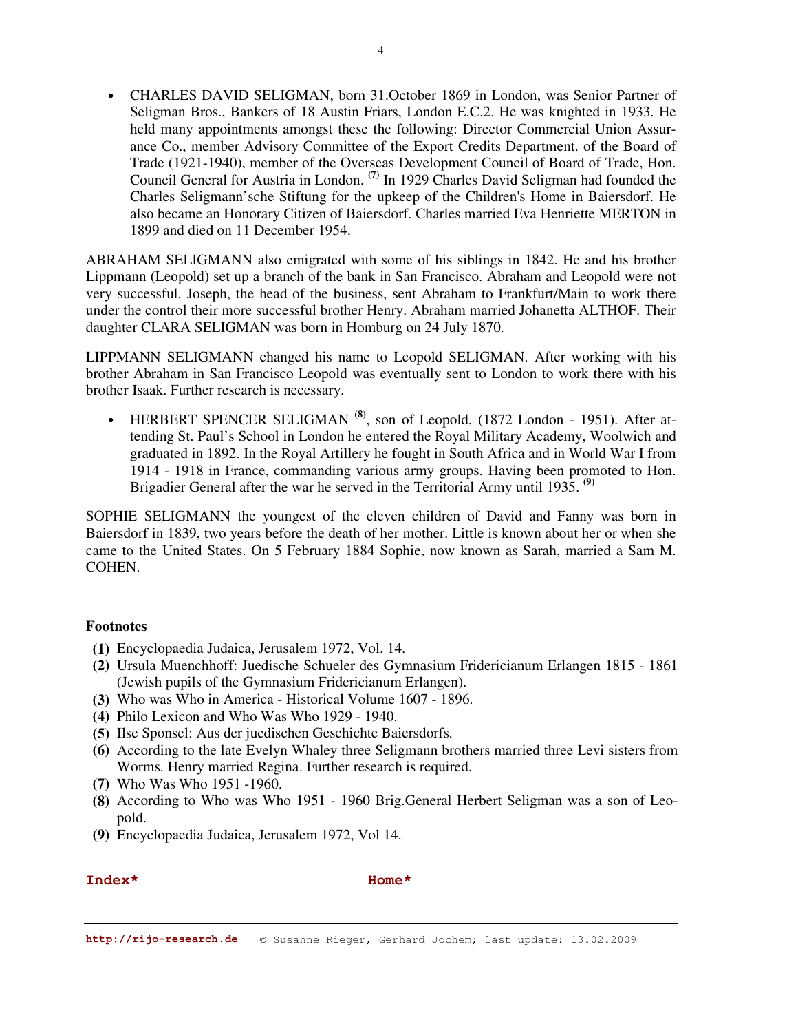- CHARLES DAVID SELIGMAN, born 31.October 1869 in London, was Senior Partner of Seligman Bros., Bankers of 18 Austin Friars, London E.C.2. He was knighted in 1933. He held many appointments amongst these the following: Director Commercial Union Assurance Co., member Advisory Committee of the Export Credits Department. of the Board of Trade (1921-1940), member of the Overseas Development Council of Board of Trade, Hon. Council General for Austria in London. [(7)] In 1929 Charles David Seligman had founded the Charles Seligmann'sche Stiftung for the upkeep of the Children's Home in Baiersdorf. He also became an Honorary Citizen of Baiersdorf. Charles married Eva Henriette MERTON in 1899 and died on 11 December 1954.

ABRAHAM SELIGMANN also emigrated with some of his siblings in 1842. He and his brother Lippmann (Leopold) set up a branch of the bank in San Francisco. Abraham and Leopold were not very successful. Joseph, the head of the business, sent Abraham to Frankfurt/Main to work there under the control their more successful brother Henry. Abraham married Johanetta ALTHOF. Their daughter CLARA SELIGMAN was born in Homburg on 24 July 1870.

LIPPMANN SELIGMANN changed his name to Leopold SELIGMAN. After working with his brother Abraham in San Francisco Leopold was eventually sent to London to work there with his brother Isaak. Further research is necessary.

- HERBERT SPENCER SELIGMAN [(8)], son of Leopold, (1872 London - 1951). After attending St. Paul's School in London he entered the Royal Military Academy, Woolwich and graduated in 1892. In the Royal Artillery he fought in South Africa and in World War I from 1914 - 1918 in France, commanding various army groups. Having been promoted to Hon. Brigadier General after the war he served in the Territorial Army until 1935. [(9)]

SOPHIE SELIGMANN the youngest of the eleven children of David and Fanny was born in Baiersdorf in 1839, two years before the death of her mother. Little is known about her or when she came to the United States. On 5 February 1884 Sophie, now known as Sarah, married a Sam M. COHEN.

**Footnotes**

**(1)** Encyclopaedia Judaica, Jerusalem 1972, Vol. 14.
**(2)** Ursula Muenchhoff: Juedische Schueler des Gymnasium Fridericianum Erlangen 1815 - 1861 (Jewish pupils of the Gymnasium Fridericianum Erlangen).
**(3)** Who was Who in America - Historical Volume 1607 - 1896.
**(4)** Philo Lexicon and Who Was Who 1929 - 1940.
**(5)** Ilse Sponsel: Aus der juedischen Geschichte Baiersdorfs.
**(6)** According to the late Evelyn Whaley three Seligmann brothers married three Levi sisters from Worms. Henry married Regina. Further research is required.
**(7)** Who Was Who 1951 -1960.
**(8)** According to Who was Who 1951 - 1960 Brig.General Herbert Seligman was a son of Leopold.
**(9)** Encyclopaedia Judaica, Jerusalem 1972, Vol 14.

**Index*** **Home***

http://rijo-research.de © Susanne Rieger, Gerhard Jochem; last update: 13.02.2009